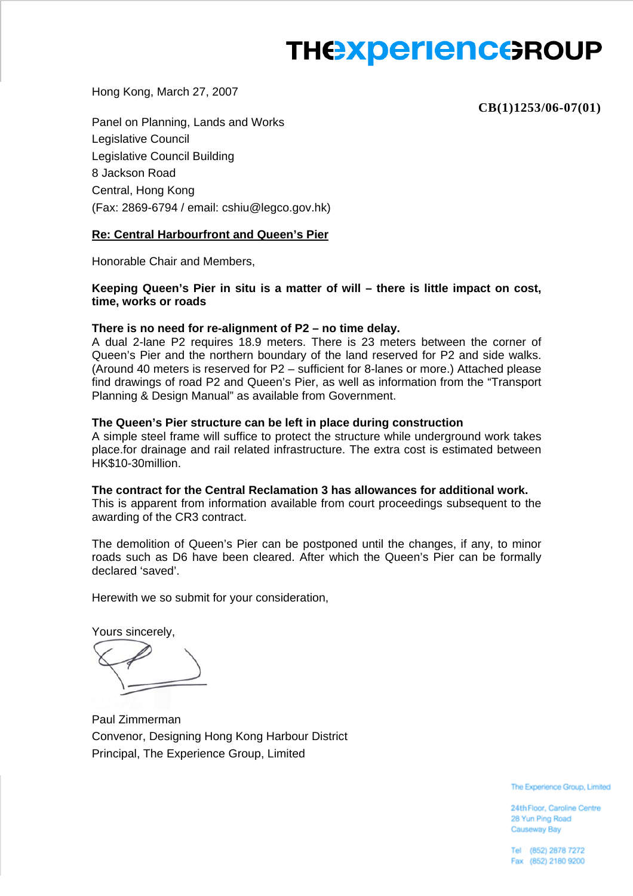THE experience GROUP

Hong Kong, March 27, 2007

**CB(1)1253/06-07(01)**

Panel on Planning, Lands and Works
Legislative Council
Legislative Council Building
8 Jackson Road
Central, Hong Kong
(Fax: 2869-6794 / email: cshiu@legco.gov.hk)

**<u>Re: Central Harbourfront and Queen's Pier</u>**

Honorable Chair and Members,

**Keeping Queen's Pier in situ is a matter of will – there is little impact on cost, time, works or roads**

**There is no need for re-alignment of P2 – no time delay.**
A dual 2-lane P2 requires 18.9 meters. There is 23 meters between the corner of Queen's Pier and the northern boundary of the land reserved for P2 and side walks. (Around 40 meters is reserved for P2 – sufficient for 8-lanes or more.) Attached please find drawings of road P2 and Queen's Pier, as well as information from the "Transport Planning & Design Manual" as available from Government.

**The Queen's Pier structure can be left in place during construction**
A simple steel frame will suffice to protect the structure while underground work takes place.for drainage and rail related infrastructure. The extra cost is estimated between HK$10-30million.

**The contract for the Central Reclamation 3 has allowances for additional work.**
This is apparent from information available from court proceedings subsequent to the awarding of the CR3 contract.

The demolition of Queen's Pier can be postponed until the changes, if any, to minor roads such as D6 have been cleared. After which the Queen's Pier can be formally declared 'saved'.

Herewith we so submit for your consideration,

Yours sincerely,

Paul Zimmerman
Convenor, Designing Hong Kong Harbour District
Principal, The Experience Group, Limited

The Experience Group, Limited

24th Floor, Caroline Centre
28 Yun Ping Road
Causeway Bay

Tel (852) 2878 7272
Fax (852) 2180 9200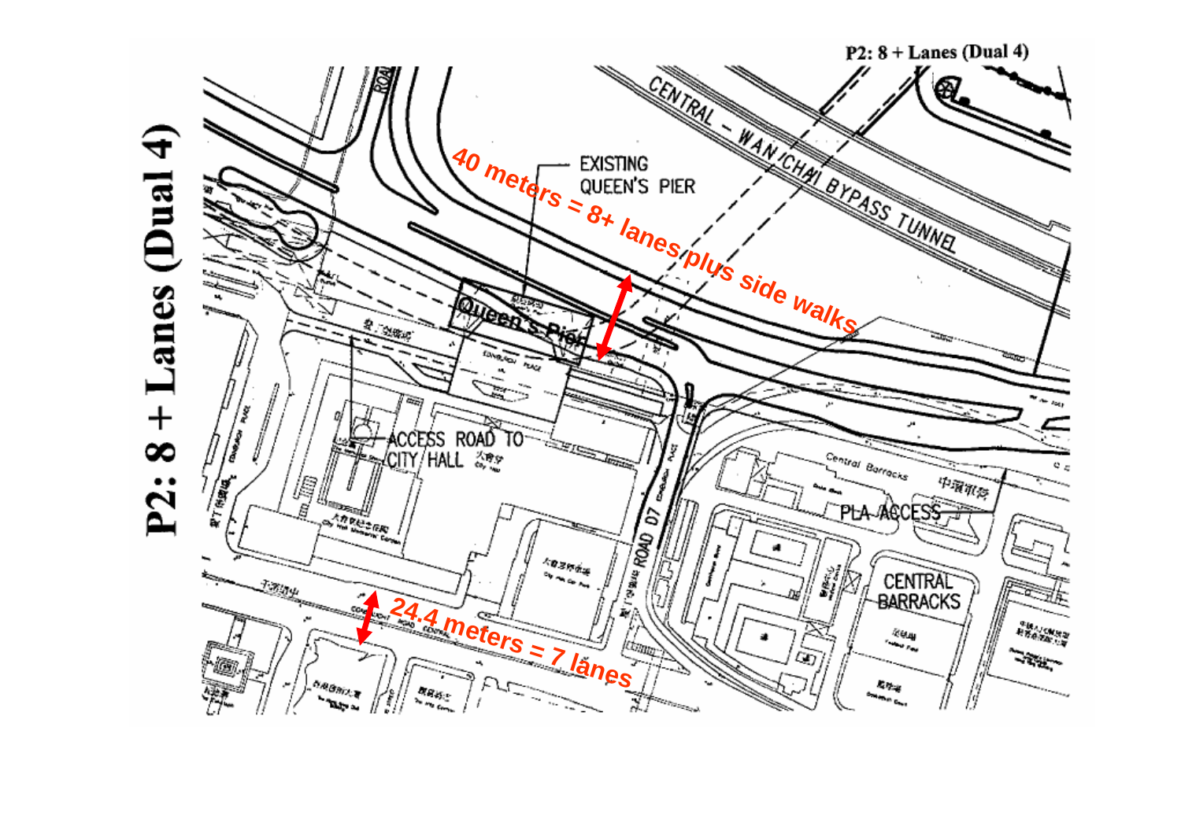# P2: 8 + Lanes (Dual 4)

P2: 8 + Lanes (Dual 4)

CENTRAL – WAN CHAI BYPASS TUNNEL

EXISTING QUEEN'S PIER

40 meters = 8+ lanes plus side walks

Queen's Pier

ACCESS ROAD TO CITY HALL

ROAD D7

Central Barracks

PLA ACCESS

CENTRAL BARRACKS

24.4 meters = 7 lanes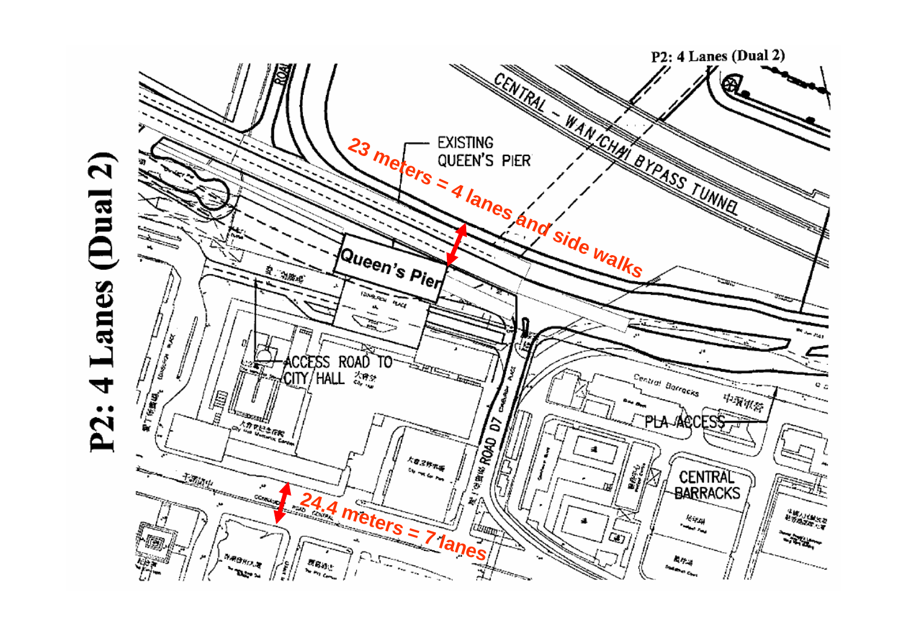# P2: 4 Lanes (Dual 2)

P2: 4 Lanes (Dual 2)

CENTRAL - WAN CHAI BYPASS TUNNEL

EXISTING QUEEN'S PIER

23 meters = 4 lanes and side walks

Queen's Pier

ACCESS ROAD TO CITY HALL

ROAD D7

Central Barracks

PLA ACCESS

CENTRAL BARRACKS

24.4 meters = 7 lanes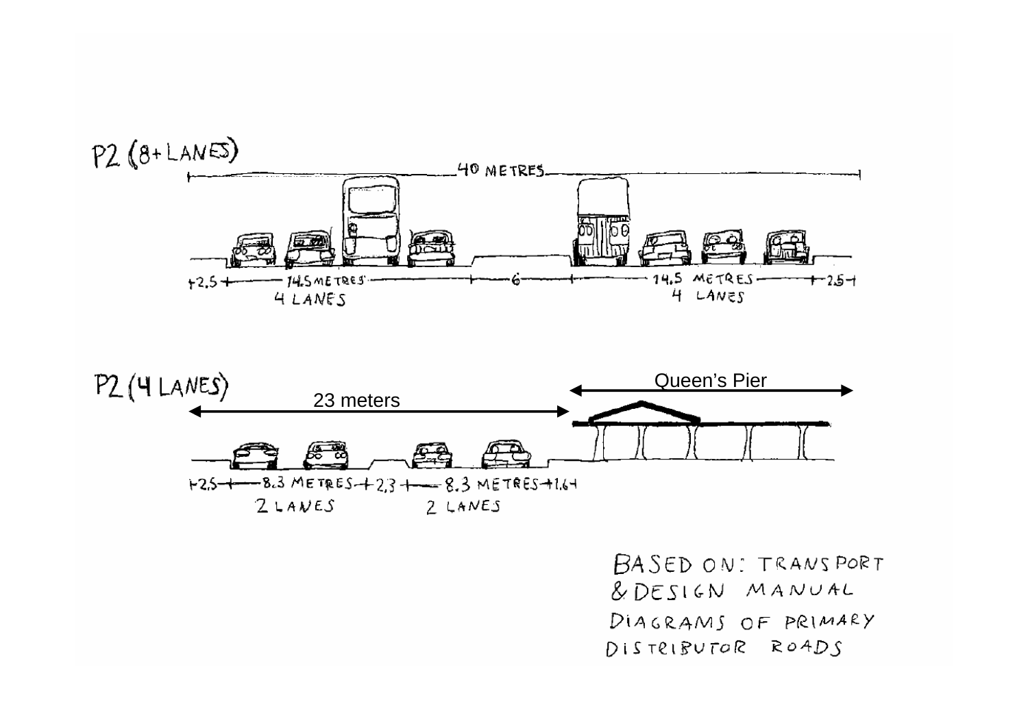P2 (8+ LANES)

40 METRES

2.5 | 14.5 METRES 4 LANES | 6 | 14.5 METRES 4 LANES | 2.5

P2 (4 LANES)

23 meters

Queen's Pier

2.5 | 8.3 METRES 2 LANES | 2.3 | 8.3 METRES 2 LANES | 1.6

BASED ON: TRANSPORT & DESIGN MANUAL DIAGRAMS OF PRIMARY DISTRIBUTOR ROADS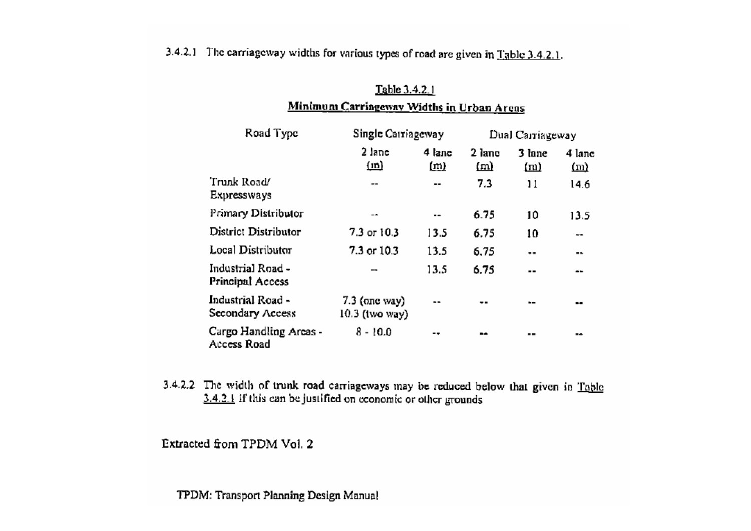3.4.2.1 The carriageway widths for various types of road are given in Table 3.4.2.1.

**Table 3.4.2.1**

**Minimum Carriageway Widths in Urban Areas**

| Road Type | Single Carriageway | | Dual Carriageway | | |
|---|---|---|---|---|---|
| | 2 lane (m) | 4 lane (m) | 2 lane (m) | 3 lane (m) | 4 lane (m) |
| Trunk Road/ Expressways | -- | -- | 7.3 | 11 | 14.6 |
| Primary Distributor | -- | -- | 6.75 | 10 | 13.5 |
| District Distributor | 7.3 or 10.3 | 13.5 | 6.75 | 10 | -- |
| Local Distributor | 7.3 or 10.3 | 13.5 | 6.75 | -- | -- |
| Industrial Road - Principal Access | -- | 13.5 | 6.75 | -- | -- |
| Industrial Road - Secondary Access | 7.3 (one way) 10.3 (two way) | -- | -- | -- | -- |
| Cargo Handling Areas - Access Road | 8 - 10.0 | -- | -- | -- | -- |

3.4.2.2 The width of trunk road carriageways may be reduced below that given in Table 3.4.2.1 if this can be justified on economic or other grounds

Extracted from TPDM Vol. 2

TPDM: Transport Planning Design Manual